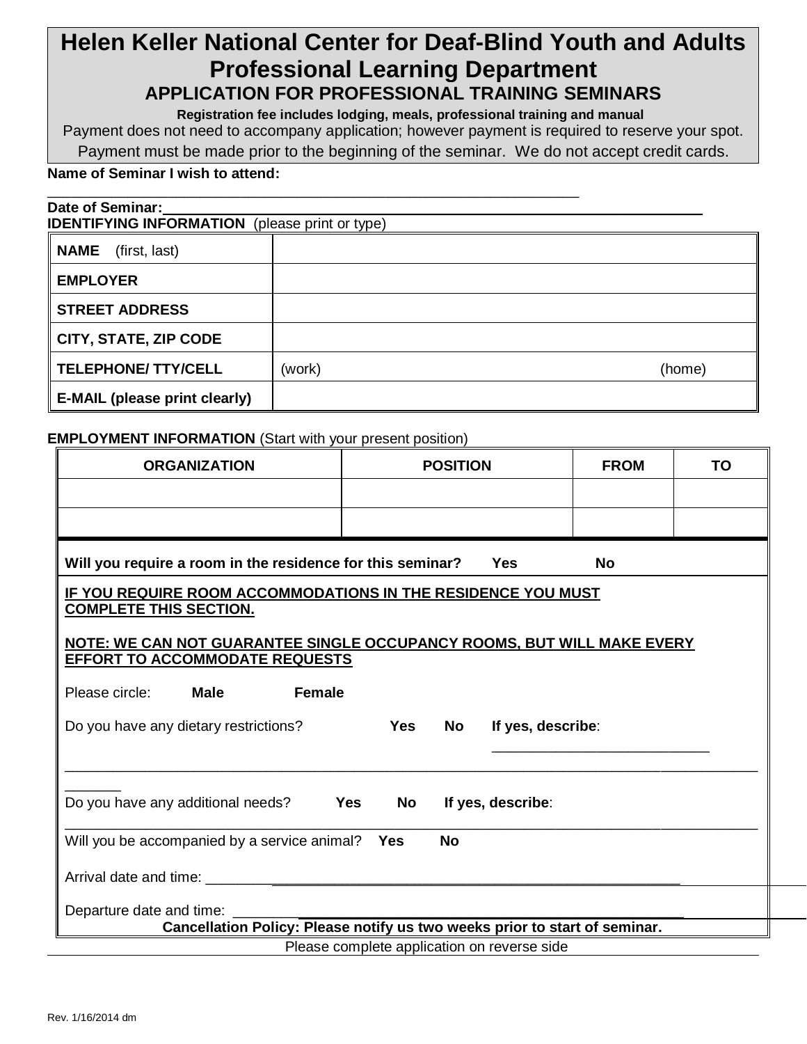# Helen Keller National Center for Deaf-Blind Youth and Adults

## Professional Learning Department

### APPLICATION FOR PROFESSIONAL TRAINING SEMINARS

**Registration fee includes lodging, meals, professional training and manual**

Payment does not need to accompany application; however payment is required to reserve your spot.

Payment must be made prior to the beginning of the seminar. We do not accept credit cards.

**Name of Seminar I wish to attend:** ___________________________________________________________

**Date of Seminar:**___________________________________________________________

**IDENTIFYING INFORMATION** (please print or type)

| | |
|---|---|
| **NAME** (first, last) | |
| **EMPLOYER** | |
| **STREET ADDRESS** | |
| **CITY, STATE, ZIP CODE** | |
| **TELEPHONE/ TTY/CELL** | (work) (home) |
| **E-MAIL (please print clearly)** | |

**EMPLOYMENT INFORMATION** (Start with your present position)

| ORGANIZATION | POSITION | FROM | TO |
|---|---|---|---|
| | | | |
| | | | |

**Will you require a room in the residence for this seminar? Yes No**

**IF YOU REQUIRE ROOM ACCOMMODATIONS IN THE RESIDENCE YOU MUST COMPLETE THIS SECTION.**

**NOTE: WE CAN NOT GUARANTEE SINGLE OCCUPANCY ROOMS, BUT WILL MAKE EVERY EFFORT TO ACCOMMODATE REQUESTS**

Please circle: **Male** **Female**

Do you have any dietary restrictions? **Yes** **No** **If yes, describe**: ___________________________

___________________________________________________________

Do you have any additional needs? **Yes** **No** **If yes, describe**:

___________________________________________________________

Will you be accompanied by a service animal? **Yes** **No**

Arrival date and time: ___________________________________________________________

Departure date and time: ___________________________________________________________

**Cancellation Policy: Please notify us two weeks prior to start of seminar.**

Please complete application on reverse side

Rev. 1/16/2014 dm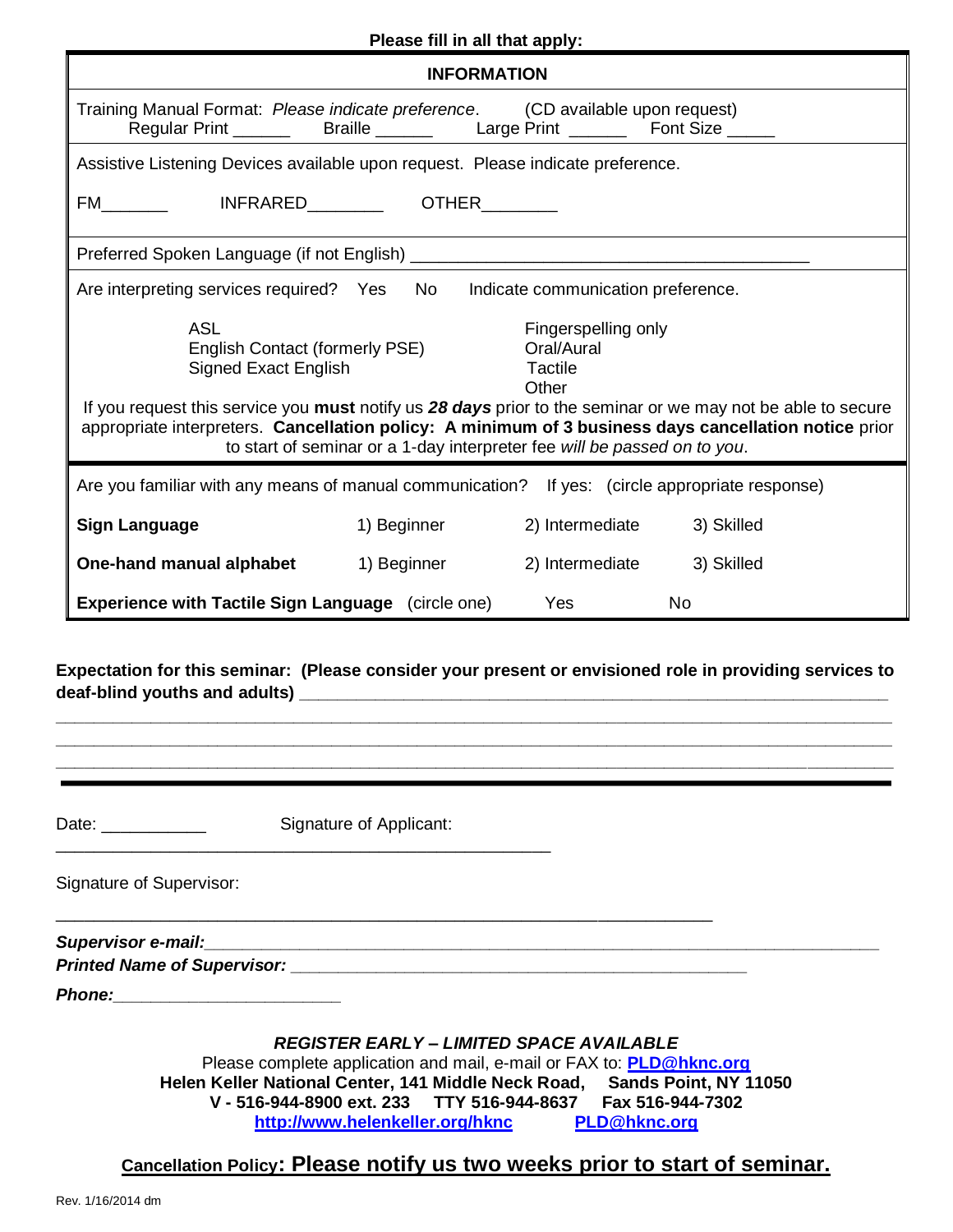**Please fill in all that apply:**

## INFORMATION

Training Manual Format: *Please indicate preference*. (CD available upon request)
Regular Print ______ Braille ______ Large Print ______ Font Size _____

Assistive Listening Devices available upon request. Please indicate preference.

FM_______ INFRARED________ OTHER________

Preferred Spoken Language (if not English) ________________________________________

Are interpreting services required? Yes No Indicate communication preference.

| | |
|---|---|
| ASL | Fingerspelling only |
| English Contact (formerly PSE) | Oral/Aural |
| Signed Exact English | Tactile |
| | Other |

If you request this service you **must** notify us ***28 days*** prior to the seminar or we may not be able to secure appropriate interpreters. **Cancellation policy: A minimum of 3 business days cancellation notice** prior to start of seminar or a 1-day interpreter fee *will be passed on to you*.

Are you familiar with any means of manual communication? If yes: (circle appropriate response)

| | | | |
|---|---|---|---|
| **Sign Language** | 1) Beginner | 2) Intermediate | 3) Skilled |
| **One-hand manual alphabet** | 1) Beginner | 2) Intermediate | 3) Skilled |
| **Experience with Tactile Sign Language** (circle one) | Yes | No | |

**Expectation for this seminar: (Please consider your present or envisioned role in providing services to deaf-blind youths and adults)** ____________________________________________________________
________________________________________________________________________________
________________________________________________________________________________
________________________________________________________________________________

Date: ___________ Signature of Applicant: ____________________________________________________

Signature of Supervisor: ______________________________________________________________

***Supervisor e-mail:***___________________________________________________________________________

***Printed Name of Supervisor:*** ________________________________________________

***Phone:***________________________

***REGISTER EARLY – LIMITED SPACE AVAILABLE***

Please complete application and mail, e-mail or FAX to: **PLD@hknc.org**

**Helen Keller National Center, 141 Middle Neck Road, Sands Point, NY 11050**

**V - 516-944-8900 ext. 233 TTY 516-944-8637 Fax 516-944-7302**

**http://www.helenkeller.org/hknc PLD@hknc.org**

**Cancellation Policy: Please notify us two weeks prior to start of seminar.**

Rev. 1/16/2014 dm